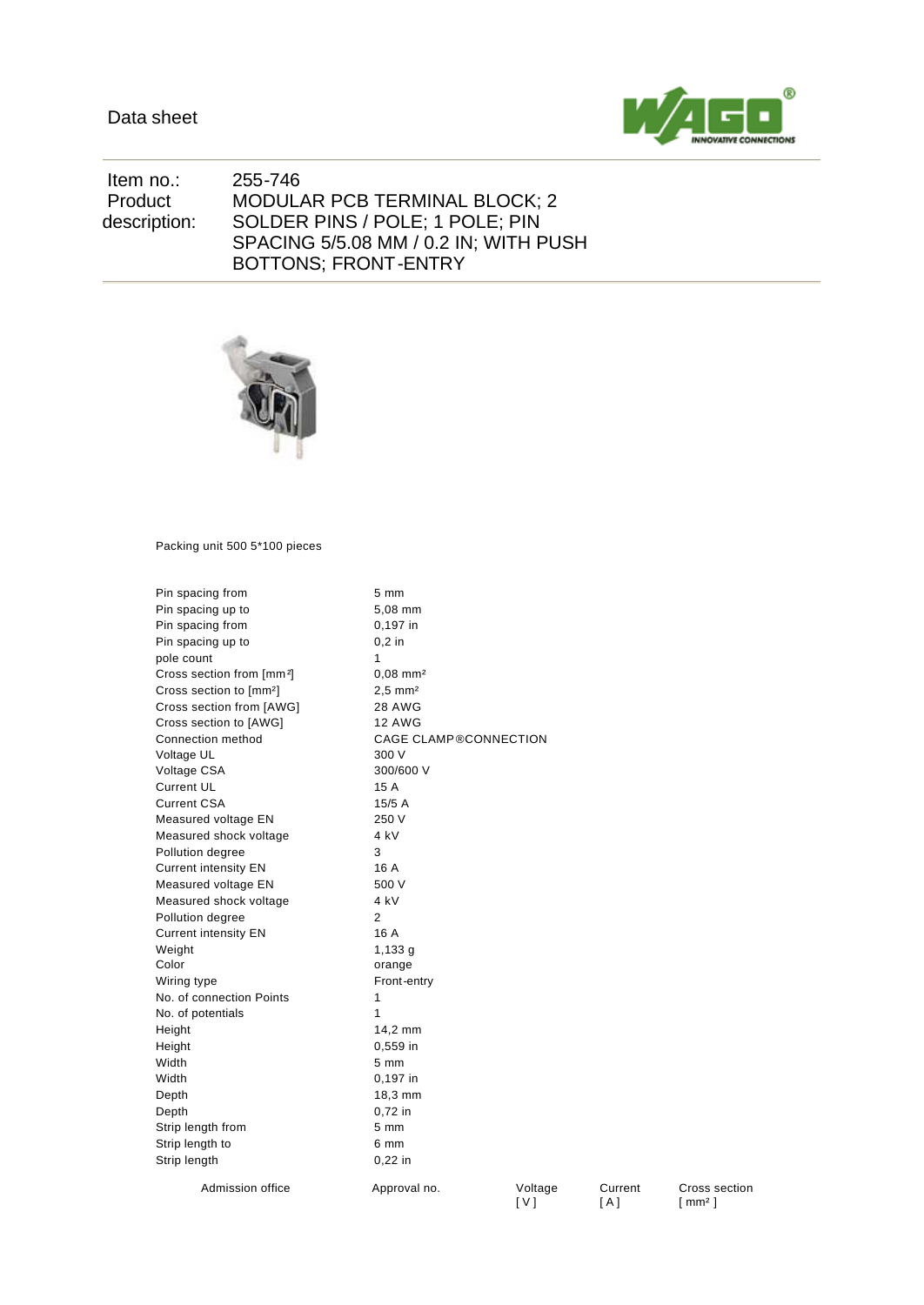Data sheet

| | |
|---|---|
| Item no.: | 255-746 |
| Product description: | MODULAR PCB TERMINAL BLOCK; 2 SOLDER PINS / POLE; 1 POLE; PIN SPACING 5/5.08 MM / 0.2 IN; WITH PUSH BOTTONS; FRONT-ENTRY |

Packing unit 500 5*100 pieces

| | |
|---|---|
| Pin spacing from | 5 mm |
| Pin spacing up to | 5,08 mm |
| Pin spacing from | 0,197 in |
| Pin spacing up to | 0,2 in |
| pole count | 1 |
| Cross section from [mm²] | 0,08 mm² |
| Cross section to [mm²] | 2,5 mm² |
| Cross section from [AWG] | 28 AWG |
| Cross section to [AWG] | 12 AWG |
| Connection method | CAGE CLAMP®CONNECTION |
| Voltage UL | 300 V |
| Voltage CSA | 300/600 V |
| Current UL | 15 A |
| Current CSA | 15/5 A |
| Measured voltage EN | 250 V |
| Measured shock voltage | 4 kV |
| Pollution degree | 3 |
| Current intensity EN | 16 A |
| Measured voltage EN | 500 V |
| Measured shock voltage | 4 kV |
| Pollution degree | 2 |
| Current intensity EN | 16 A |
| Weight | 1,133 g |
| Color | orange |
| Wiring type | Front-entry |
| No. of connection Points | 1 |
| No. of potentials | 1 |
| Height | 14,2 mm |
| Height | 0,559 in |
| Width | 5 mm |
| Width | 0,197 in |
| Depth | 18,3 mm |
| Depth | 0,72 in |
| Strip length from | 5 mm |
| Strip length to | 6 mm |
| Strip length | 0,22 in |

| Admission office | Approval no. | Voltage [ V ] | Current [ A ] | Cross section [ mm² ] |
|---|---|---|---|---|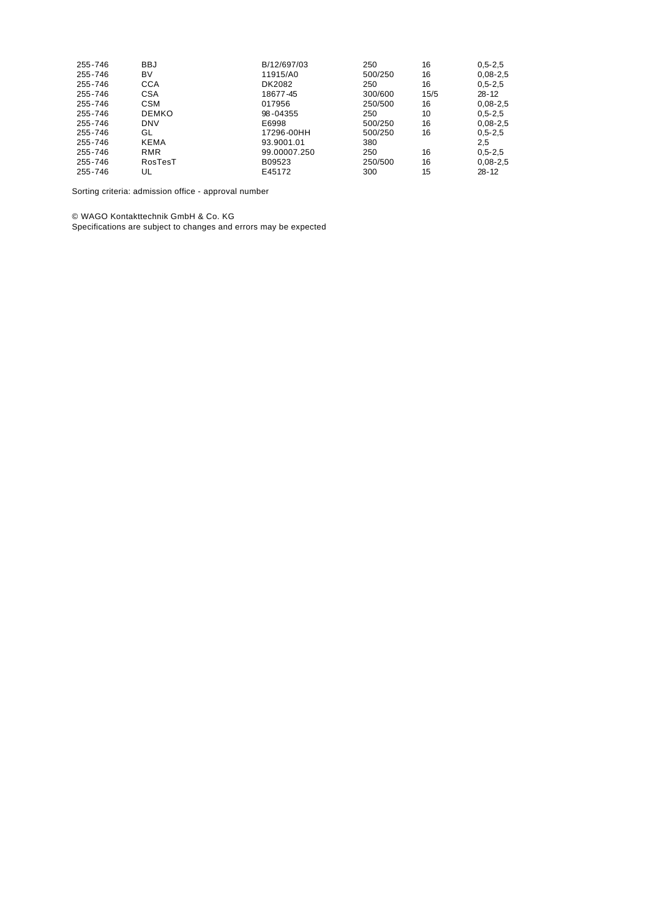| | | | | | |
|---|---|---|---|---|---|
| 255-746 | BBJ | B/12/697/03 | 250 | 16 | 0,5-2,5 |
| 255-746 | BV | 11915/A0 | 500/250 | 16 | 0,08-2,5 |
| 255-746 | CCA | DK2082 | 250 | 16 | 0,5-2,5 |
| 255-746 | CSA | 18677-45 | 300/600 | 15/5 | 28-12 |
| 255-746 | CSM | 017956 | 250/500 | 16 | 0,08-2,5 |
| 255-746 | DEMKO | 98-04355 | 250 | 10 | 0,5-2,5 |
| 255-746 | DNV | E6998 | 500/250 | 16 | 0,08-2,5 |
| 255-746 | GL | 17296-00HH | 500/250 | 16 | 0,5-2,5 |
| 255-746 | KEMA | 93.9001.01 | 380 | | 2,5 |
| 255-746 | RMR | 99.00007.250 | 250 | 16 | 0,5-2,5 |
| 255-746 | RosTesT | B09523 | 250/500 | 16 | 0,08-2,5 |
| 255-746 | UL | E45172 | 300 | 15 | 28-12 |

Sorting criteria: admission office - approval number

© WAGO Kontakttechnik GmbH & Co. KG
Specifications are subject to changes and errors may be expected